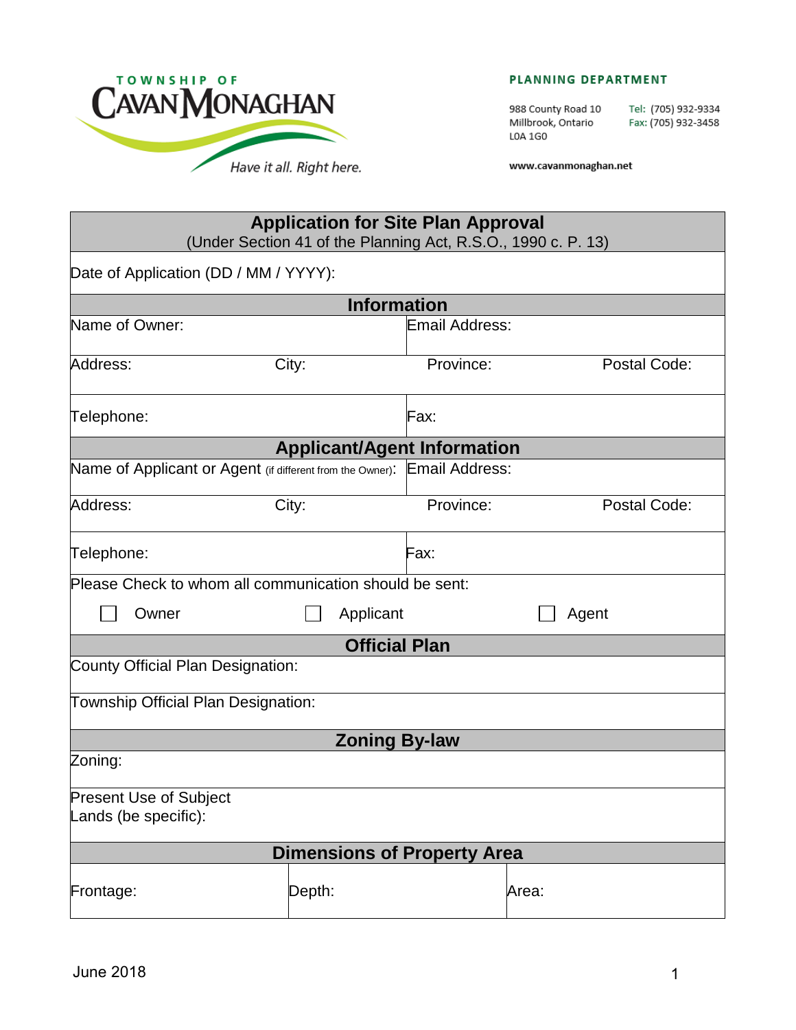TOWNSHIP OF CAVAN MONAGHAN

*Have it all. Right here.*

**PLANNING DEPARTMENT**

988 County Road 10
Millbrook, Ontario
L0A 1G0

Tel: (705) 932-9334
Fax: (705) 932-3458

www.cavanmonaghan.net

# Application for Site Plan Approval

(Under Section 41 of the Planning Act, R.S.O., 1990 c. P. 13)

Date of Application (DD / MM / YYYY):

## Information

| Name of Owner: | | Email Address: | |
|---|---|---|---|
| Address: | City: | Province: | Postal Code: |
| Telephone: | | Fax: | |

## Applicant/Agent Information

| Name of Applicant or Agent (if different from the Owner): | | Email Address: | |
|---|---|---|---|
| Address: | City: | Province: | Postal Code: |
| Telephone: | | Fax: | |

Please Check to whom all communication should be sent:

- ☐ Owner
- ☐ Applicant
- ☐ Agent

## Official Plan

County Official Plan Designation:

Township Official Plan Designation:

## Zoning By-law

Zoning:

Present Use of Subject Lands (be specific):

## Dimensions of Property Area

| Frontage: | Depth: | Area: |
|---|---|---|

June 2018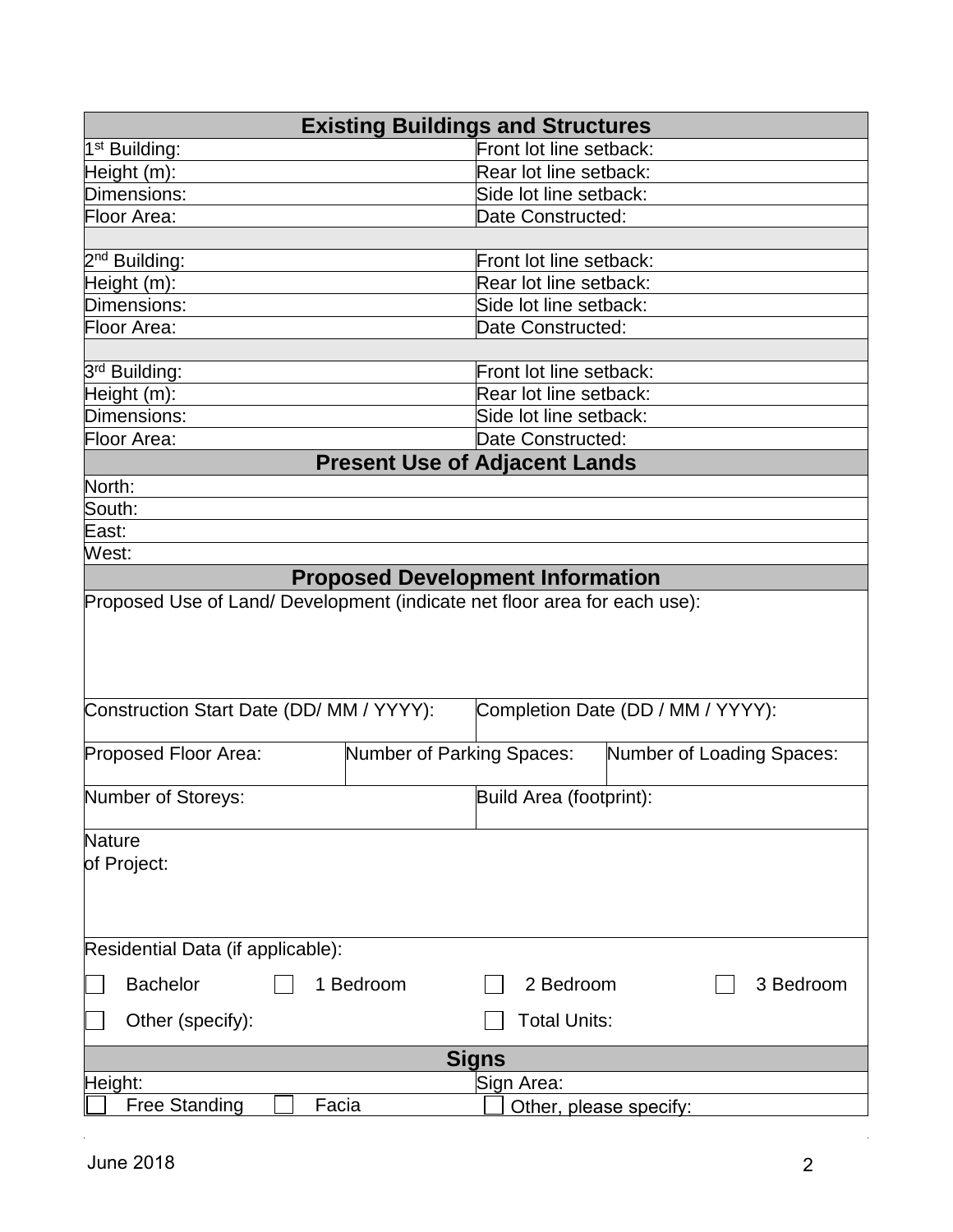## Existing Buildings and Structures

| | |
|---|---|
| 1st Building: | Front lot line setback: |
| Height (m): | Rear lot line setback: |
| Dimensions: | Side lot line setback: |
| Floor Area: | Date Constructed: |
| | |
| 2nd Building: | Front lot line setback: |
| Height (m): | Rear lot line setback: |
| Dimensions: | Side lot line setback: |
| Floor Area: | Date Constructed: |
| | |
| 3rd Building: | Front lot line setback: |
| Height (m): | Rear lot line setback: |
| Dimensions: | Side lot line setback: |
| Floor Area: | Date Constructed: |

## Present Use of Adjacent Lands

North:

South:

East:

West:

## Proposed Development Information

Proposed Use of Land/ Development (indicate net floor area for each use):

| | | |
|---|---|---|
| Construction Start Date (DD/ MM / YYYY): | Completion Date (DD / MM / YYYY): | |
| Proposed Floor Area: | Number of Parking Spaces: | Number of Loading Spaces: |
| Number of Storeys: | Build Area (footprint): | |

Nature of Project:

Residential Data (if applicable):

☐ Bachelor ☐ 1 Bedroom ☐ 2 Bedroom ☐ 3 Bedroom

☐ Other (specify): ☐ Total Units:

## Signs

| | |
|---|---|
| Height: | Sign Area: |
| ☐ Free Standing ☐ Facia | ☐ Other, please specify: |

June 2018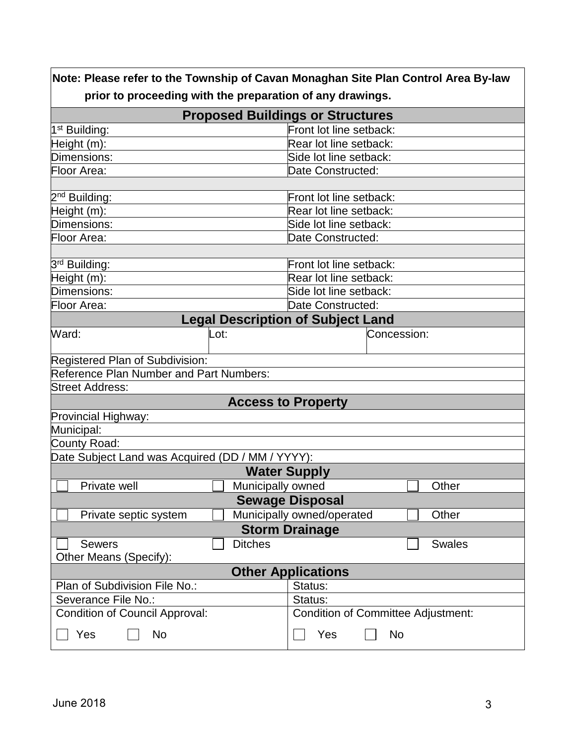**Note: Please refer to the Township of Cavan Monaghan Site Plan Control Area By-law prior to proceeding with the preparation of any drawings.**

| Proposed Buildings or Structures | |
|---|---|
| 1st Building: | Front lot line setback: |
| Height (m): | Rear lot line setback: |
| Dimensions: | Side lot line setback: |
| Floor Area: | Date Constructed: |
| | |
| 2nd Building: | Front lot line setback: |
| Height (m): | Rear lot line setback: |
| Dimensions: | Side lot line setback: |
| Floor Area: | Date Constructed: |
| | |
| 3rd Building: | Front lot line setback: |
| Height (m): | Rear lot line setback: |
| Dimensions: | Side lot line setback: |
| Floor Area: | Date Constructed: |

| Legal Description of Subject Land | | |
|---|---|---|
| Ward: | Lot: | Concession: |
| Registered Plan of Subdivision: | | |
| Reference Plan Number and Part Numbers: | | |
| Street Address: | | |

| Access to Property |
|---|
| Provincial Highway: |
| Municipal: |
| County Road: |
| Date Subject Land was Acquired (DD / MM / YYYY): |

| Water Supply | | |
|---|---|---|
| ☐ Private well | ☐ Municipally owned | ☐ Other |

| Sewage Disposal | | |
|---|---|---|
| ☐ Private septic system | ☐ Municipally owned/operated | ☐ Other |

| Storm Drainage | | |
|---|---|---|
| ☐ Sewers | ☐ Ditches | ☐ Swales |
| Other Means (Specify): | | |

| Other Applications | |
|---|---|
| Plan of Subdivision File No.: | Status: |
| Severance File No.: | Status: |
| Condition of Council Approval: ☐ Yes ☐ No | Condition of Committee Adjustment: ☐ Yes ☐ No |

June 2018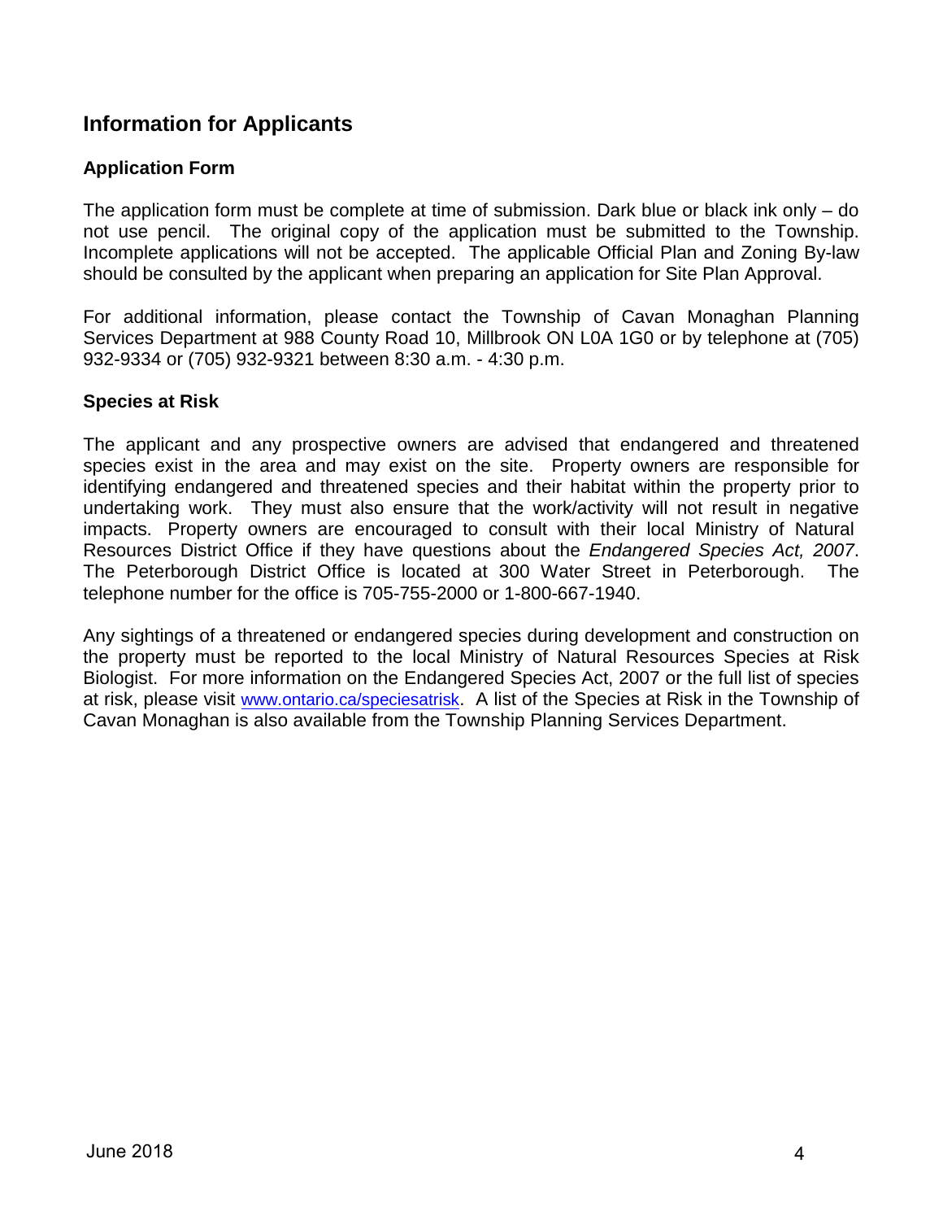## Information for Applicants

### Application Form

The application form must be complete at time of submission. Dark blue or black ink only – do not use pencil. The original copy of the application must be submitted to the Township. Incomplete applications will not be accepted. The applicable Official Plan and Zoning By-law should be consulted by the applicant when preparing an application for Site Plan Approval.

For additional information, please contact the Township of Cavan Monaghan Planning Services Department at 988 County Road 10, Millbrook ON L0A 1G0 or by telephone at (705) 932-9334 or (705) 932-9321 between 8:30 a.m. - 4:30 p.m.

### Species at Risk

The applicant and any prospective owners are advised that endangered and threatened species exist in the area and may exist on the site. Property owners are responsible for identifying endangered and threatened species and their habitat within the property prior to undertaking work. They must also ensure that the work/activity will not result in negative impacts. Property owners are encouraged to consult with their local Ministry of Natural Resources District Office if they have questions about the *Endangered Species Act, 2007*. The Peterborough District Office is located at 300 Water Street in Peterborough. The telephone number for the office is 705-755-2000 or 1-800-667-1940.

Any sightings of a threatened or endangered species during development and construction on the property must be reported to the local Ministry of Natural Resources Species at Risk Biologist. For more information on the Endangered Species Act, 2007 or the full list of species at risk, please visit www.ontario.ca/speciesatrisk. A list of the Species at Risk in the Township of Cavan Monaghan is also available from the Township Planning Services Department.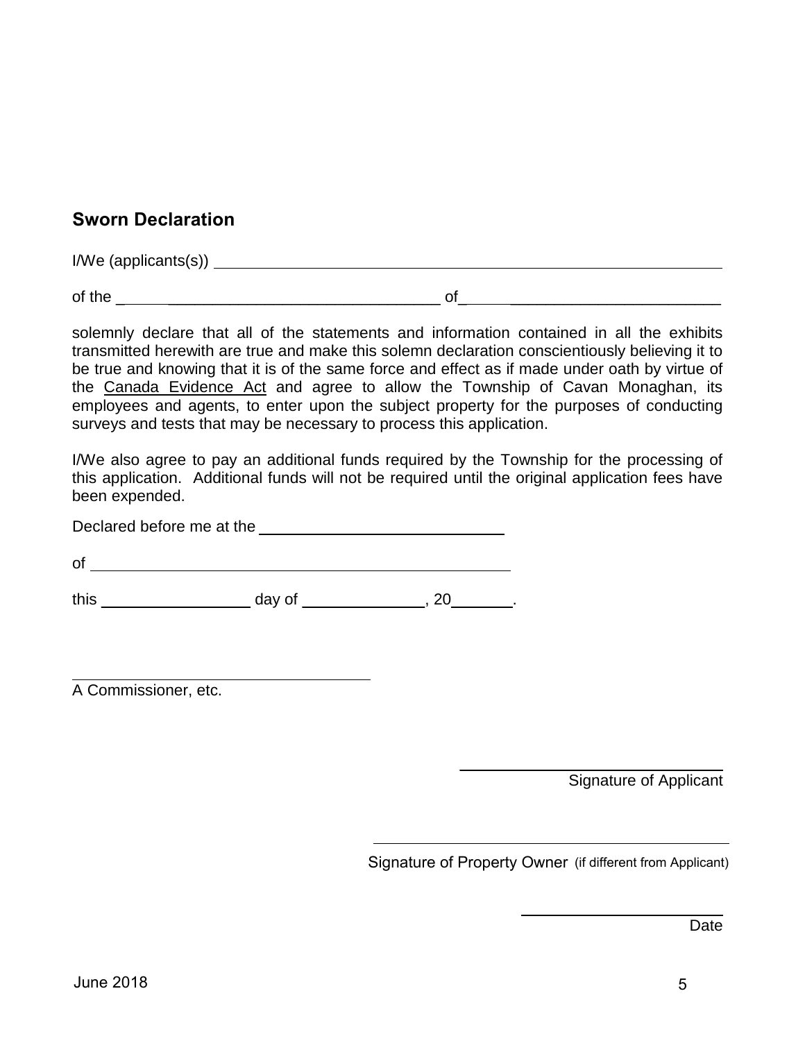## Sworn Declaration

I/We (applicants(s)) ____________________________________________

of the ____________________________________ of____________________________

solemnly declare that all of the statements and information contained in all the exhibits transmitted herewith are true and make this solemn declaration conscientiously believing it to be true and knowing that it is of the same force and effect as if made under oath by virtue of the Canada Evidence Act and agree to allow the Township of Cavan Monaghan, its employees and agents, to enter upon the subject property for the purposes of conducting surveys and tests that may be necessary to process this application.

I/We also agree to pay an additional funds required by the Township for the processing of this application. Additional funds will not be required until the original application fees have been expended.

Declared before me at the ____________________________

of ____________________________________________

this ________________ day of ______________, 20________.

____________________________________
A Commissioner, etc.

____________________________
Signature of Applicant

____________________________________
Signature of Property Owner (if different from Applicant)

______________________
Date

June 2018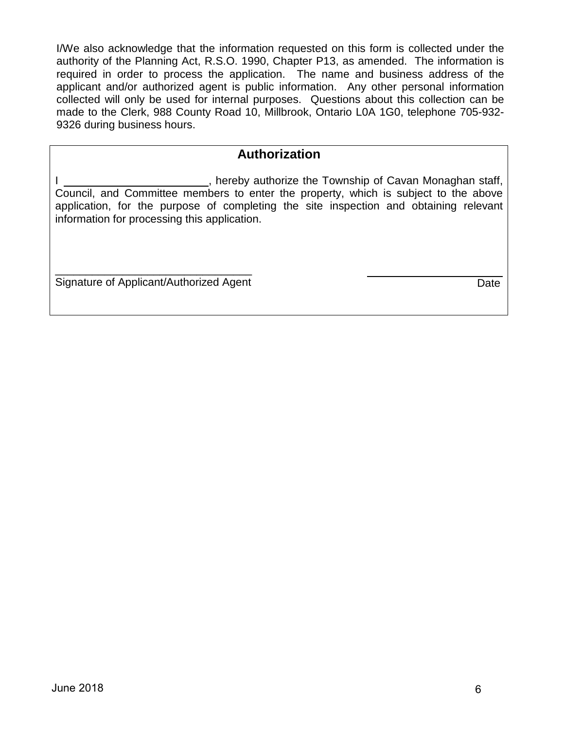I/We also acknowledge that the information requested on this form is collected under the authority of the Planning Act, R.S.O. 1990, Chapter P13, as amended. The information is required in order to process the application. The name and business address of the applicant and/or authorized agent is public information. Any other personal information collected will only be used for internal purposes. Questions about this collection can be made to the Clerk, 988 County Road 10, Millbrook, Ontario L0A 1G0, telephone 705-932-9326 during business hours.

## Authorization

I ________________________, hereby authorize the Township of Cavan Monaghan staff, Council, and Committee members to enter the property, which is subject to the above application, for the purpose of completing the site inspection and obtaining relevant information for processing this application.

_________________________________
Signature of Applicant/Authorized Agent

_______________________
Date